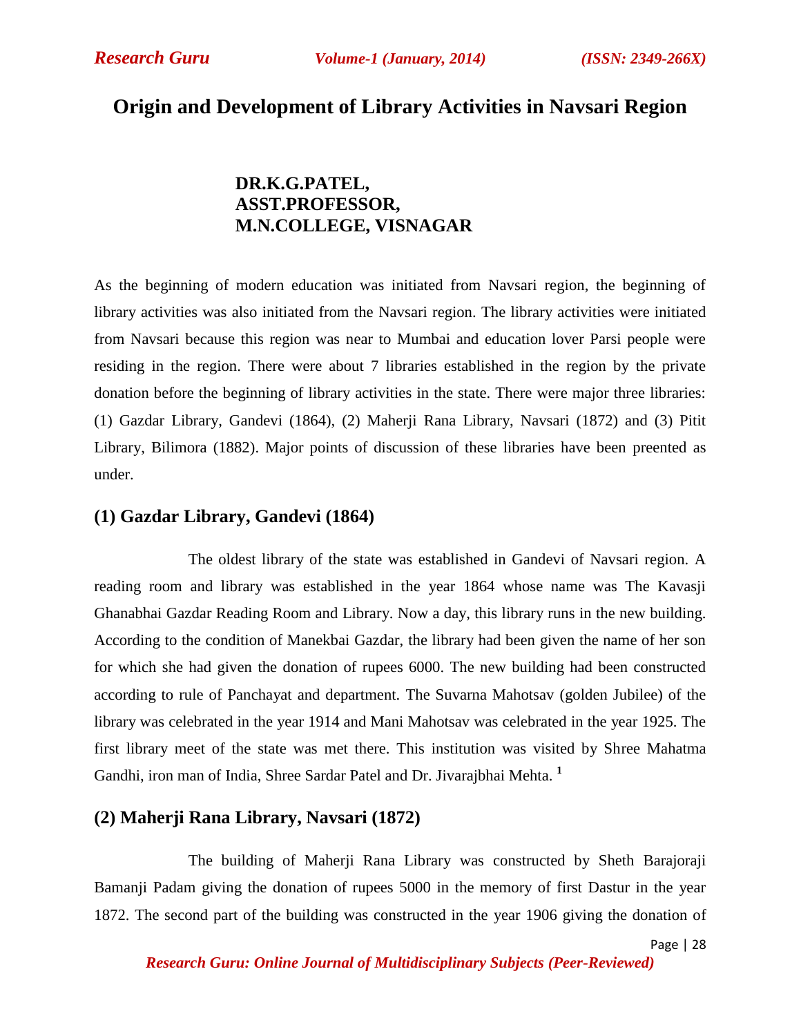# Origin and Development of Library Activities in Navsari Region

**DR.K.G.PATEL,**
**ASST.PROFESSOR,**
**M.N.COLLEGE, VISNAGAR**

As the beginning of modern education was initiated from Navsari region, the beginning of library activities was also initiated from the Navsari region. The library activities were initiated from Navsari because this region was near to Mumbai and education lover Parsi people were residing in the region. There were about 7 libraries established in the region by the private donation before the beginning of library activities in the state. There were major three libraries: (1) Gazdar Library, Gandevi (1864), (2) Maherji Rana Library, Navsari (1872) and (3) Pitit Library, Bilimora (1882). Major points of discussion of these libraries have been preented as under.

## (1) Gazdar Library, Gandevi (1864)

The oldest library of the state was established in Gandevi of Navsari region. A reading room and library was established in the year 1864 whose name was The Kavasji Ghanabhai Gazdar Reading Room and Library. Now a day, this library runs in the new building. According to the condition of Manekbai Gazdar, the library had been given the name of her son for which she had given the donation of rupees 6000. The new building had been constructed according to rule of Panchayat and department. The Suvarna Mahotsav (golden Jubilee) of the library was celebrated in the year 1914 and Mani Mahotsav was celebrated in the year 1925. The first library meet of the state was met there. This institution was visited by Shree Mahatma Gandhi, iron man of India, Shree Sardar Patel and Dr. Jivarajbhai Mehta. [1]

## (2) Maherji Rana Library, Navsari (1872)

The building of Maherji Rana Library was constructed by Sheth Barajoraji Bamanji Padam giving the donation of rupees 5000 in the memory of first Dastur in the year 1872. The second part of the building was constructed in the year 1906 giving the donation of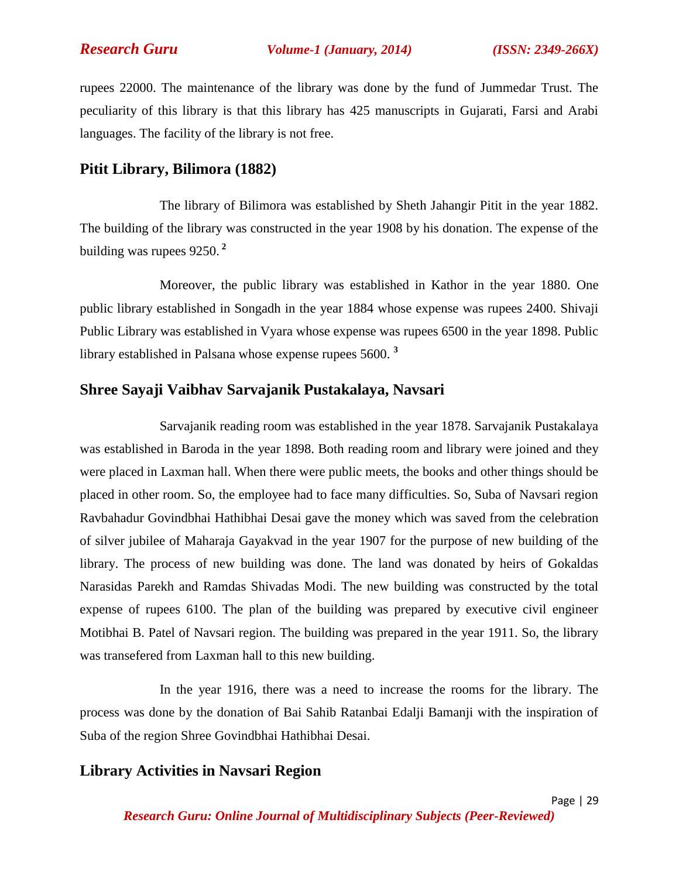rupees 22000. The maintenance of the library was done by the fund of Jummedar Trust. The peculiarity of this library is that this library has 425 manuscripts in Gujarati, Farsi and Arabi languages. The facility of the library is not free.

## Pitit Library, Bilimora (1882)

The library of Bilimora was established by Sheth Jahangir Pitit in the year 1882. The building of the library was constructed in the year 1908 by his donation. The expense of the building was rupees 9250. [2]

Moreover, the public library was established in Kathor in the year 1880. One public library established in Songadh in the year 1884 whose expense was rupees 2400. Shivaji Public Library was established in Vyara whose expense was rupees 6500 in the year 1898. Public library established in Palsana whose expense rupees 5600. [3]

## Shree Sayaji Vaibhav Sarvajanik Pustakalaya, Navsari

Sarvajanik reading room was established in the year 1878. Sarvajanik Pustakalaya was established in Baroda in the year 1898. Both reading room and library were joined and they were placed in Laxman hall. When there were public meets, the books and other things should be placed in other room. So, the employee had to face many difficulties. So, Suba of Navsari region Ravbahadur Govindbhai Hathibhai Desai gave the money which was saved from the celebration of silver jubilee of Maharaja Gayakvad in the year 1907 for the purpose of new building of the library. The process of new building was done. The land was donated by heirs of Gokaldas Narasidas Parekh and Ramdas Shivadas Modi. The new building was constructed by the total expense of rupees 6100. The plan of the building was prepared by executive civil engineer Motibhai B. Patel of Navsari region. The building was prepared in the year 1911. So, the library was transefered from Laxman hall to this new building.

In the year 1916, there was a need to increase the rooms for the library. The process was done by the donation of Bai Sahib Ratanbai Edalji Bamanji with the inspiration of Suba of the region Shree Govindbhai Hathibhai Desai.

## Library Activities in Navsari Region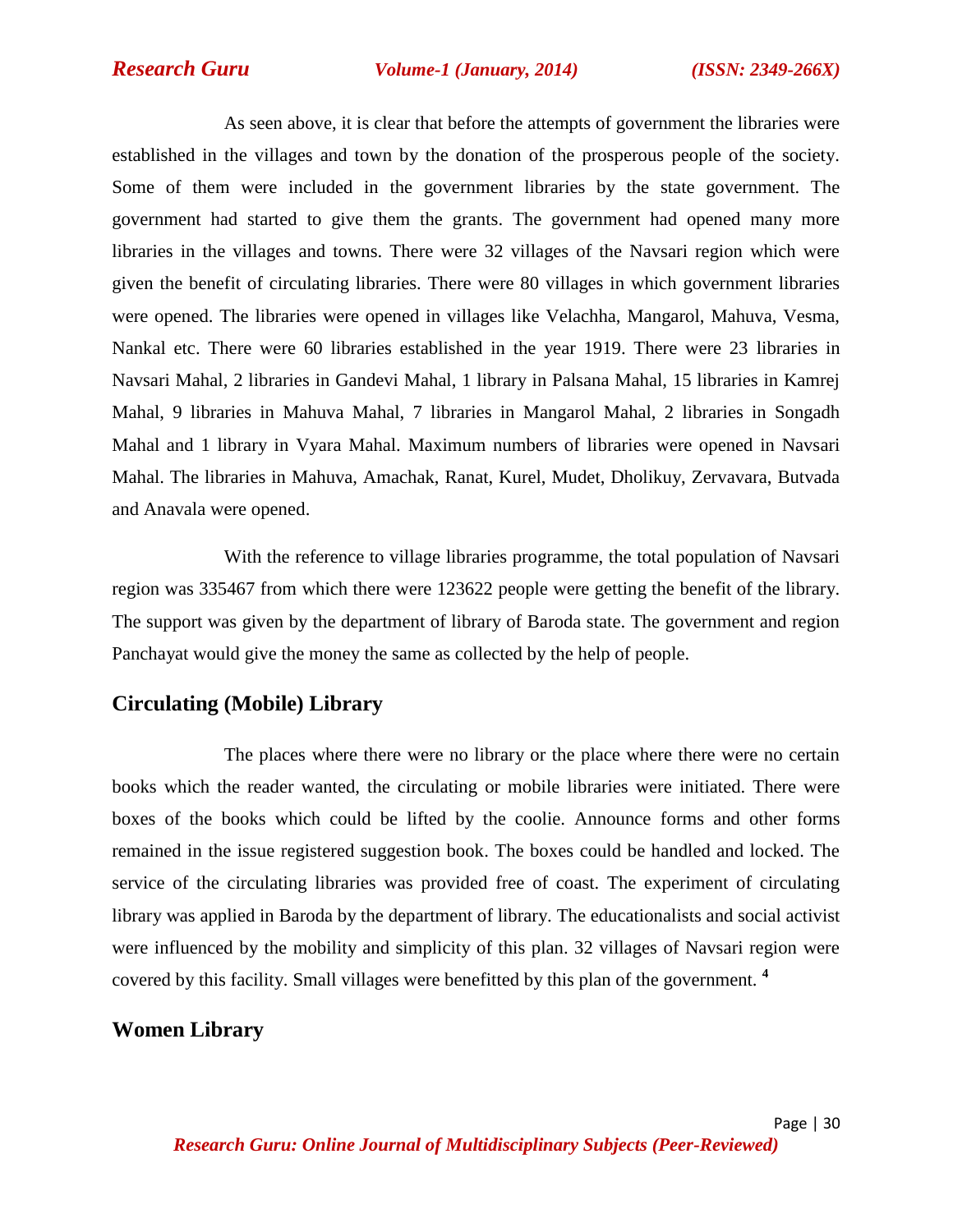As seen above, it is clear that before the attempts of government the libraries were established in the villages and town by the donation of the prosperous people of the society. Some of them were included in the government libraries by the state government. The government had started to give them the grants. The government had opened many more libraries in the villages and towns. There were 32 villages of the Navsari region which were given the benefit of circulating libraries. There were 80 villages in which government libraries were opened. The libraries were opened in villages like Velachha, Mangarol, Mahuva, Vesma, Nankal etc. There were 60 libraries established in the year 1919. There were 23 libraries in Navsari Mahal, 2 libraries in Gandevi Mahal, 1 library in Palsana Mahal, 15 libraries in Kamrej Mahal, 9 libraries in Mahuva Mahal, 7 libraries in Mangarol Mahal, 2 libraries in Songadh Mahal and 1 library in Vyara Mahal. Maximum numbers of libraries were opened in Navsari Mahal. The libraries in Mahuva, Amachak, Ranat, Kurel, Mudet, Dholikuy, Zervavara, Butvada and Anavala were opened.

With the reference to village libraries programme, the total population of Navsari region was 335467 from which there were 123622 people were getting the benefit of the library. The support was given by the department of library of Baroda state. The government and region Panchayat would give the money the same as collected by the help of people.

## Circulating (Mobile) Library

The places where there were no library or the place where there were no certain books which the reader wanted, the circulating or mobile libraries were initiated. There were boxes of the books which could be lifted by the coolie. Announce forms and other forms remained in the issue registered suggestion book. The boxes could be handled and locked. The service of the circulating libraries was provided free of coast. The experiment of circulating library was applied in Baroda by the department of library. The educationalists and social activist were influenced by the mobility and simplicity of this plan. 32 villages of Navsari region were covered by this facility. Small villages were benefitted by this plan of the government. [4]

## Women Library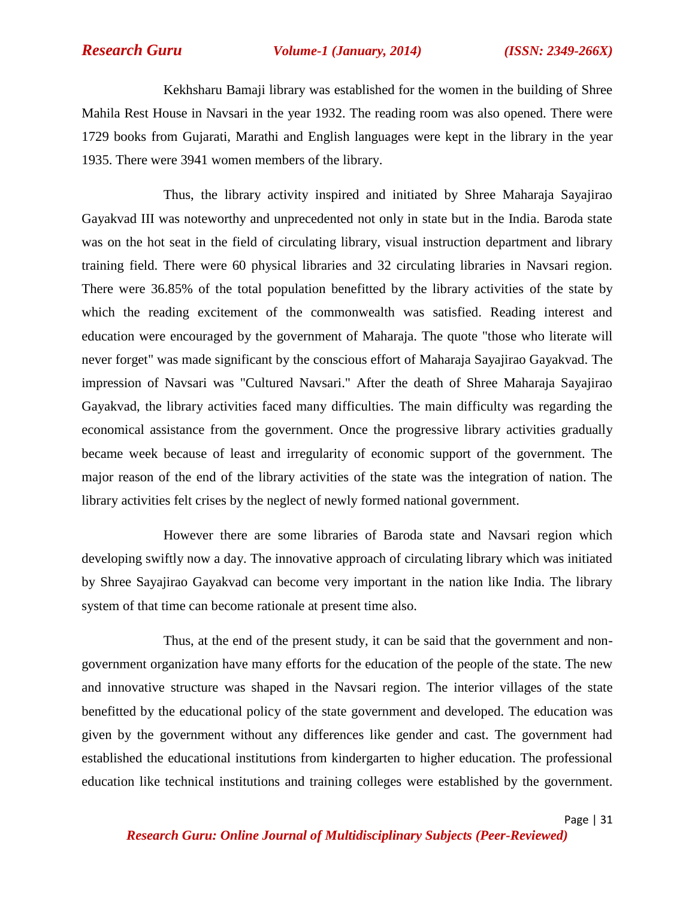Kekhsharu Bamaji library was established for the women in the building of Shree Mahila Rest House in Navsari in the year 1932. The reading room was also opened. There were 1729 books from Gujarati, Marathi and English languages were kept in the library in the year 1935. There were 3941 women members of the library.

Thus, the library activity inspired and initiated by Shree Maharaja Sayajirao Gayakvad III was noteworthy and unprecedented not only in state but in the India. Baroda state was on the hot seat in the field of circulating library, visual instruction department and library training field. There were 60 physical libraries and 32 circulating libraries in Navsari region. There were 36.85% of the total population benefitted by the library activities of the state by which the reading excitement of the commonwealth was satisfied. Reading interest and education were encouraged by the government of Maharaja. The quote "those who literate will never forget" was made significant by the conscious effort of Maharaja Sayajirao Gayakvad. The impression of Navsari was "Cultured Navsari." After the death of Shree Maharaja Sayajirao Gayakvad, the library activities faced many difficulties. The main difficulty was regarding the economical assistance from the government. Once the progressive library activities gradually became week because of least and irregularity of economic support of the government. The major reason of the end of the library activities of the state was the integration of nation. The library activities felt crises by the neglect of newly formed national government.

However there are some libraries of Baroda state and Navsari region which developing swiftly now a day. The innovative approach of circulating library which was initiated by Shree Sayajirao Gayakvad can become very important in the nation like India. The library system of that time can become rationale at present time also.

Thus, at the end of the present study, it can be said that the government and non-government organization have many efforts for the education of the people of the state. The new and innovative structure was shaped in the Navsari region. The interior villages of the state benefitted by the educational policy of the state government and developed. The education was given by the government without any differences like gender and cast. The government had established the educational institutions from kindergarten to higher education. The professional education like technical institutions and training colleges were established by the government.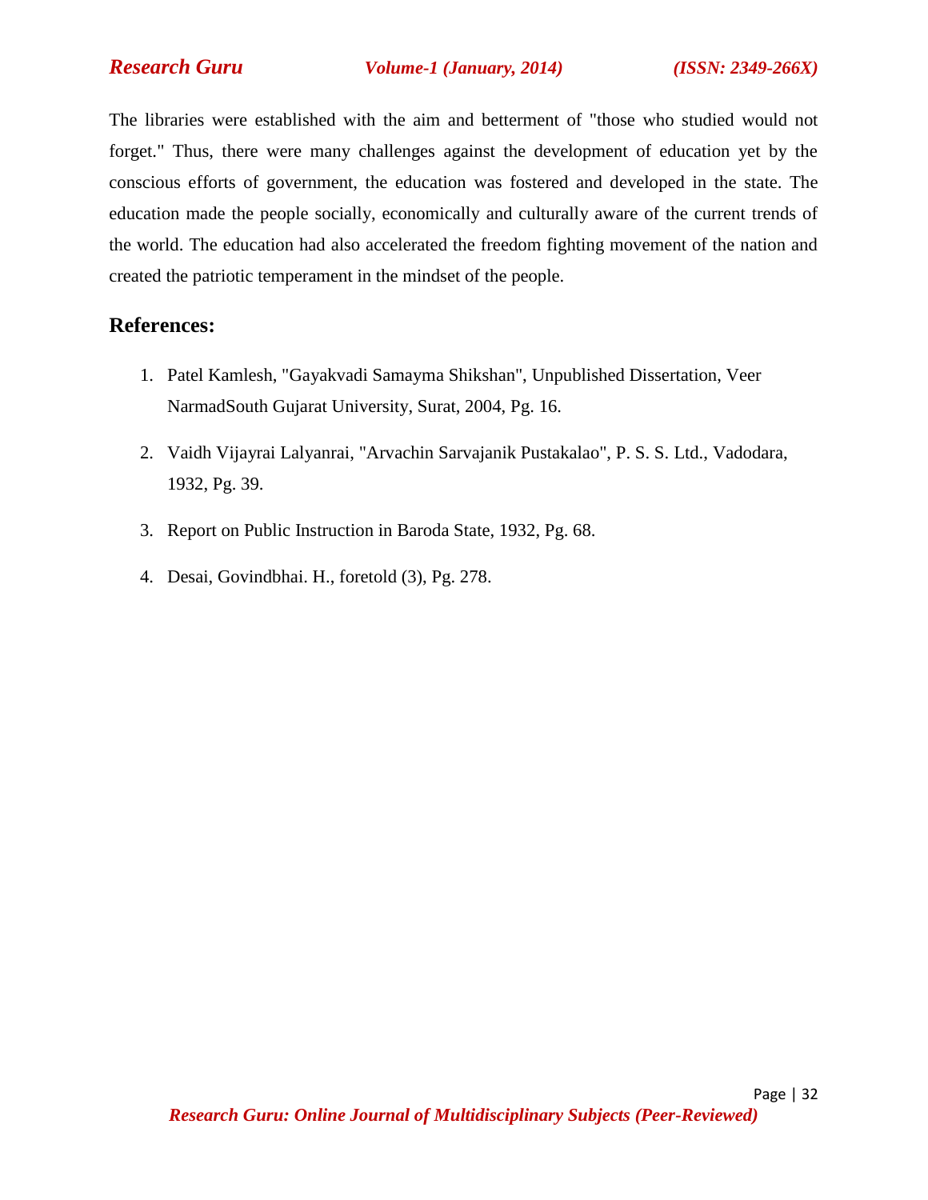The libraries were established with the aim and betterment of "those who studied would not forget." Thus, there were many challenges against the development of education yet by the conscious efforts of government, the education was fostered and developed in the state. The education made the people socially, economically and culturally aware of the current trends of the world. The education had also accelerated the freedom fighting movement of the nation and created the patriotic temperament in the mindset of the people.

## References:

1. Patel Kamlesh, "Gayakvadi Samayma Shikshan", Unpublished Dissertation, Veer NarmadSouth Gujarat University, Surat, 2004, Pg. 16.
2. Vaidh Vijayrai Lalyanrai, "Arvachin Sarvajanik Pustakalao", P. S. S. Ltd., Vadodara, 1932, Pg. 39.
3. Report on Public Instruction in Baroda State, 1932, Pg. 68.
4. Desai, Govindbhai. H., foretold (3), Pg. 278.